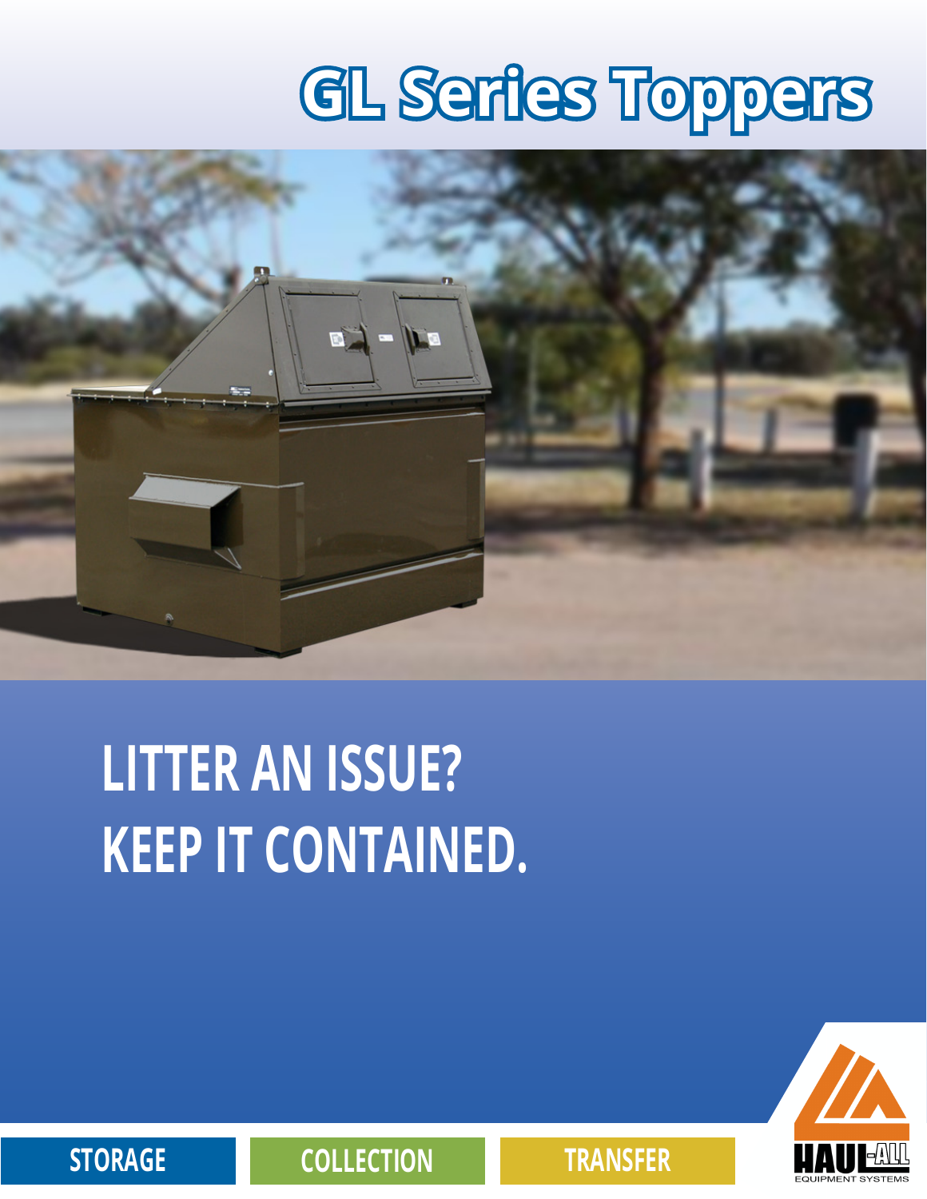# GL Series Toppers

## LITTER AN ISSUE?
## KEEP IT CONTAINED.

STORAGE | COLLECTION | TRANSFER

HAUL-ALL EQUIPMENT SYSTEMS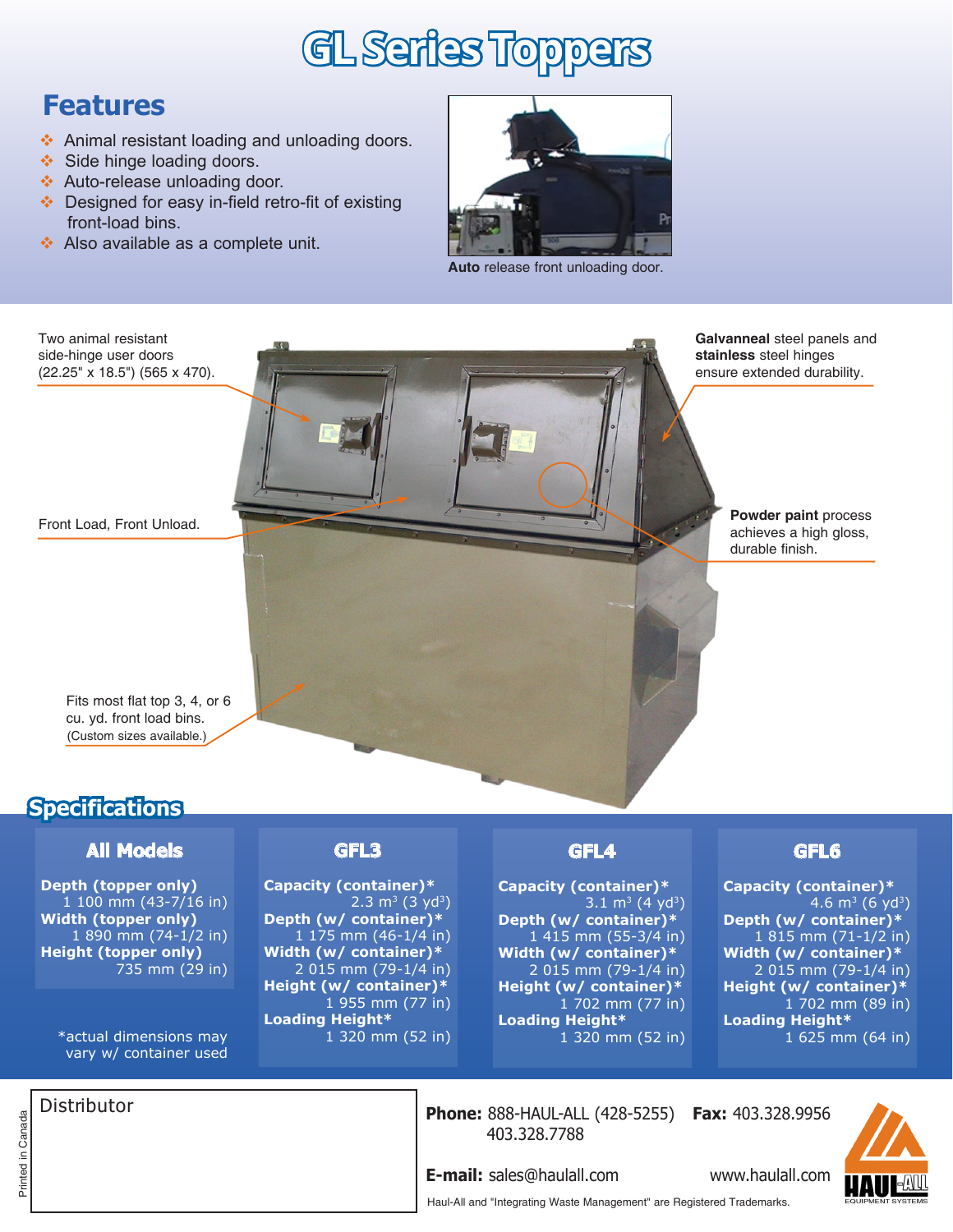# GL Series Toppers

## Features

- Animal resistant loading and unloading doors.
- Side hinge loading doors.
- Auto-release unloading door.
- Designed for easy in-field retro-fit of existing front-load bins.
- Also available as a complete unit.

**Auto** release front unloading door.

Two animal resistant side-hinge user doors (22.25" x 18.5") (565 x 470).

**Galvanneal** steel panels and **stainless** steel hinges ensure extended durability.

Front Load, Front Unload.

**Powder paint** process achieves a high gloss, durable finish.

Fits most flat top 3, 4, or 6 cu. yd. front load bins. (Custom sizes available.)

## Specifications

### All Models

**Depth (topper only)**
1 100 mm (43-7/16 in)
**Width (topper only)**
1 890 mm (74-1/2 in)
**Height (topper only)**
735 mm (29 in)

*actual dimensions may vary w/ container used

### GFL3

**Capacity (container)***
2.3 m³ (3 yd³)
**Depth (w/ container)***
1 175 mm (46-1/4 in)
**Width (w/ container)***
2 015 mm (79-1/4 in)
**Height (w/ container)***
1 955 mm (77 in)
**Loading Height***
1 320 mm (52 in)

### GFL4

**Capacity (container)***
3.1 m³ (4 yd³)
**Depth (w/ container)***
1 415 mm (55-3/4 in)
**Width (w/ container)***
2 015 mm (79-1/4 in)
**Height (w/ container)***
1 702 mm (77 in)
**Loading Height***
1 320 mm (52 in)

### GFL6

**Capacity (container)***
4.6 m³ (6 yd³)
**Depth (w/ container)***
1 815 mm (71-1/2 in)
**Width (w/ container)***
2 015 mm (79-1/4 in)
**Height (w/ container)***
1 702 mm (89 in)
**Loading Height***
1 625 mm (64 in)

Distributor

**Phone:** 888-HAUL-ALL (428-5255) 403.328.7788 **Fax:** 403.328.9956

**E-mail:** sales@haulall.com www.haulall.com

Haul-All and "Integrating Waste Management" are Registered Trademarks.

HAUL-ALL EQUIPMENT SYSTEMS

Printed in Canada